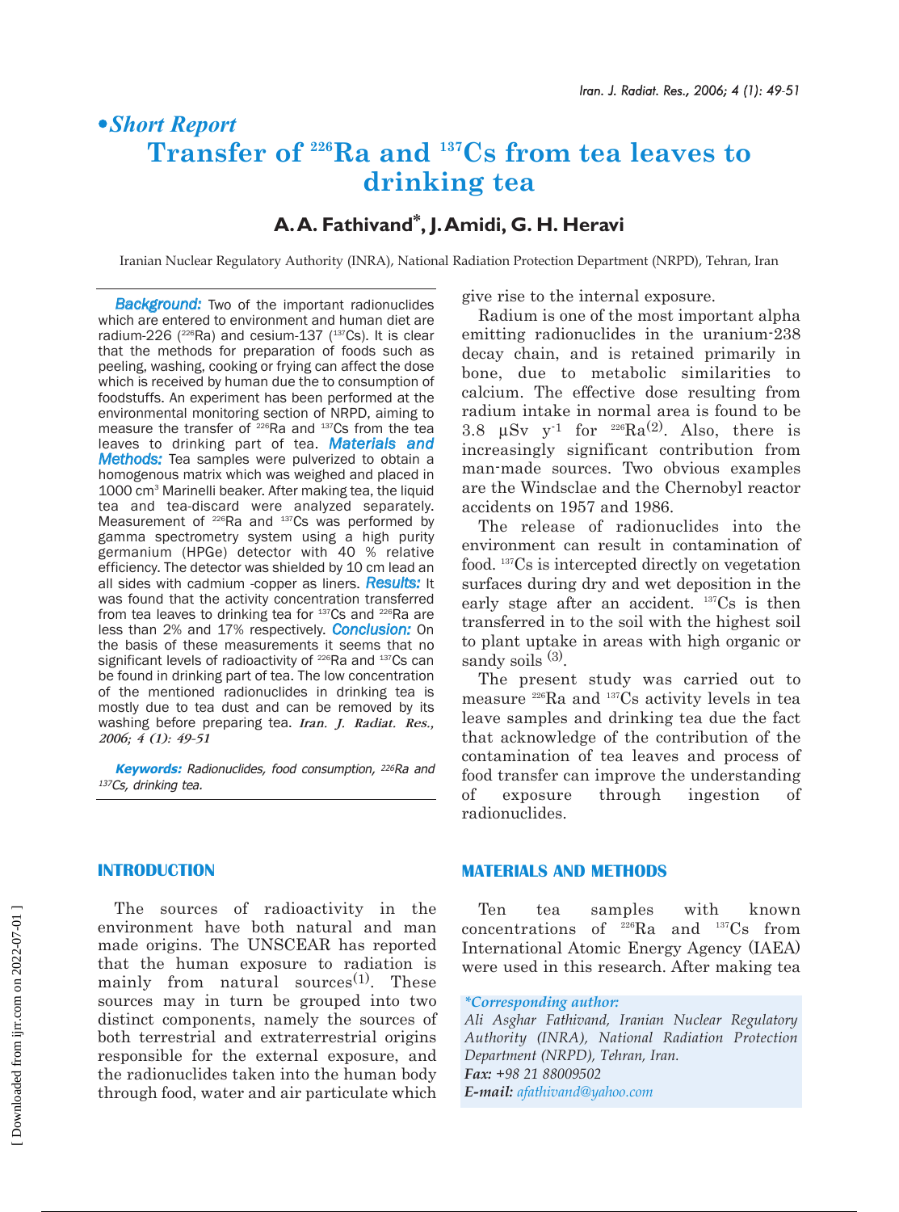*Short Report*

# Transfer of $^{226}$Ra and $^{137}$Cs from tea leaves to drinking tea

**A. A. Fathivand*, J. Amidi, G. H. Heravi**

Iranian Nuclear Regulatory Authority (INRA), National Radiation Protection Department (NRPD), Tehran, Iran

***Background:*** Two of the important radionuclides which are entered to environment and human diet are radium-226 ($^{226}$Ra) and cesium-137 ($^{137}$Cs). It is clear that the methods for preparation of foods such as peeling, washing, cooking or frying can affect the dose which is received by human due the to consumption of foodstuffs. An experiment has been performed at the environmental monitoring section of NRPD, aiming to measure the transfer of $^{226}$Ra and $^{137}$Cs from the tea leaves to drinking part of tea. ***Materials and Methods:*** Tea samples were pulverized to obtain a homogenous matrix which was weighed and placed in 1000 cm$^3$ Marinelli beaker. After making tea, the liquid tea and tea-discard were analyzed separately. Measurement of $^{226}$Ra and $^{137}$Cs was performed by gamma spectrometry system using a high purity germanium (HPGe) detector with 40 % relative efficiency. The detector was shielded by 10 cm lead an all sides with cadmium -copper as liners. ***Results:*** It was found that the activity concentration transferred from tea leaves to drinking tea for $^{137}$Cs and $^{226}$Ra are less than 2% and 17% respectively. ***Conclusion:*** On the basis of these measurements it seems that no significant levels of radioactivity of $^{226}$Ra and $^{137}$Cs can be found in drinking part of tea. The low concentration of the mentioned radionuclides in drinking tea is mostly due to tea dust and can be removed by its washing before preparing tea. ***Iran. J. Radiat. Res., 2006; 4 (1): 49-51***

***Keywords:*** *Radionuclides, food consumption, $^{226}$Ra and $^{137}$Cs, drinking tea.*

## INTRODUCTION

The sources of radioactivity in the environment have both natural and man made origins. The UNSCEAR has reported that the human exposure to radiation is mainly from natural sources[1]. These sources may in turn be grouped into two distinct components, namely the sources of both terrestrial and extraterrestrial origins responsible for the external exposure, and the radionuclides taken into the human body through food, water and air particulate which give rise to the internal exposure.

Radium is one of the most important alpha emitting radionuclides in the uranium-238 decay chain, and is retained primarily in bone, due to metabolic similarities to calcium. The effective dose resulting from radium intake in normal area is found to be 3.8 μSv y$^{-1}$ for $^{226}$Ra[2]. Also, there is increasingly significant contribution from man-made sources. Two obvious examples are the Windsclae and the Chernobyl reactor accidents on 1957 and 1986.

The release of radionuclides into the environment can result in contamination of food. $^{137}$Cs is intercepted directly on vegetation surfaces during dry and wet deposition in the early stage after an accident. $^{137}$Cs is then transferred in to the soil with the highest soil to plant uptake in areas with high organic or sandy soils [3].

The present study was carried out to measure $^{226}$Ra and $^{137}$Cs activity levels in tea leave samples and drinking tea due the fact that acknowledge of the contribution of the contamination of tea leaves and process of food transfer can improve the understanding of exposure through ingestion of radionuclides.

## MATERIALS AND METHODS

Ten tea samples with known concentrations of $^{226}$Ra and $^{137}$Cs from International Atomic Energy Agency (IAEA) were used in this research. After making tea

***Corresponding author:***
*Ali Asghar Fathivand, Iranian Nuclear Regulatory Authority (INRA), National Radiation Protection Department (NRPD), Tehran, Iran.*
***Fax:*** *+98 21 88009502*
***E-mail:*** *afathivand@yahoo.com*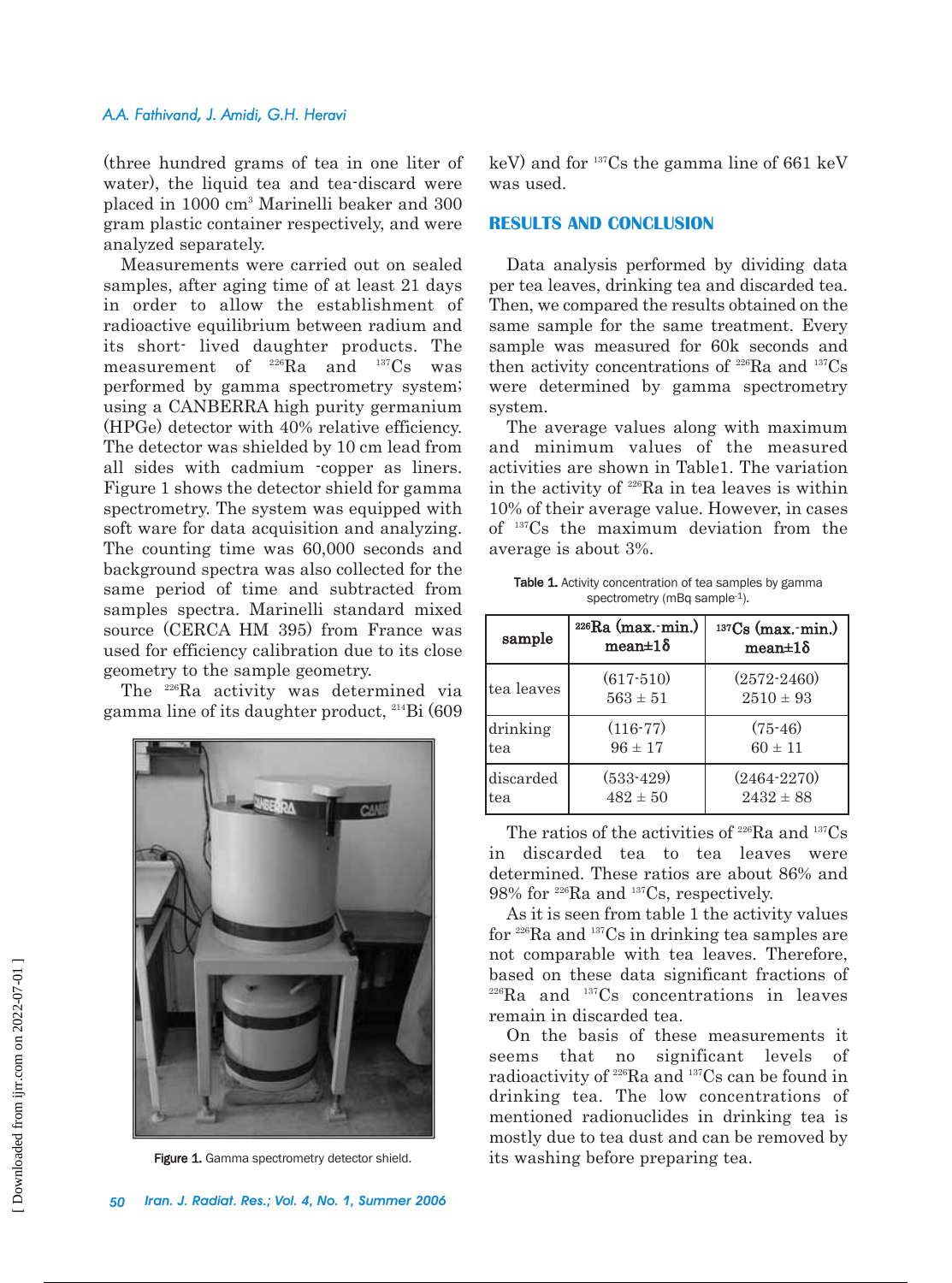(three hundred grams of tea in one liter of water), the liquid tea and tea-discard were placed in 1000 $cm^3$ Marinelli beaker and 300 gram plastic container respectively, and were analyzed separately.

Measurements were carried out on sealed samples, after aging time of at least 21 days in order to allow the establishment of radioactive equilibrium between radium and its short- lived daughter products. The measurement of $^{226}$Ra and $^{137}$Cs was performed by gamma spectrometry system; using a CANBERRA high purity germanium (HPGe) detector with 40% relative efficiency. The detector was shielded by 10 cm lead from all sides with cadmium -copper as liners. Figure 1 shows the detector shield for gamma spectrometry. The system was equipped with soft ware for data acquisition and analyzing. The counting time was 60,000 seconds and background spectra was also collected for the same period of time and subtracted from samples spectra. Marinelli standard mixed source (CERCA HM 395) from France was used for efficiency calibration due to its close geometry to the sample geometry.

The $^{226}$Ra activity was determined via gamma line of its daughter product, $^{214}$Bi (609 keV) and for $^{137}$Cs the gamma line of 661 keV was used.

Figure 1. Gamma spectrometry detector shield.

## RESULTS AND CONCLUSION

Data analysis performed by dividing data per tea leaves, drinking tea and discarded tea. Then, we compared the results obtained on the same sample for the same treatment. Every sample was measured for 60k seconds and then activity concentrations of $^{226}$Ra and $^{137}$Cs were determined by gamma spectrometry system.

The average values along with maximum and minimum values of the measured activities are shown in Table1. The variation in the activity of $^{226}$Ra in tea leaves is within 10% of their average value. However, in cases of $^{137}$Cs the maximum deviation from the average is about 3%.

**Table 1.** Activity concentration of tea samples by gamma spectrometry (mBq sample$^{-1}$).

| sample | $^{226}$Ra (max.-min.) mean±1δ | $^{137}$Cs (max.-min.) mean±1δ |
|---|---|---|
| tea leaves | (617-510) 563 ± 51 | (2572-2460) 2510 ± 93 |
| drinking tea | (116-77) 96 ± 17 | (75-46) 60 ± 11 |
| discarded tea | (533-429) 482 ± 50 | (2464-2270) 2432 ± 88 |

The ratios of the activities of $^{226}$Ra and $^{137}$Cs in discarded tea to tea leaves were determined. These ratios are about 86% and 98% for $^{226}$Ra and $^{137}$Cs, respectively.

As it is seen from table 1 the activity values for $^{226}$Ra and $^{137}$Cs in drinking tea samples are not comparable with tea leaves. Therefore, based on these data significant fractions of $^{226}$Ra and $^{137}$Cs concentrations in leaves remain in discarded tea.

On the basis of these measurements it seems that no significant levels of radioactivity of $^{226}$Ra and $^{137}$Cs can be found in drinking tea. The low concentrations of mentioned radionuclides in drinking tea is mostly due to tea dust and can be removed by its washing before preparing tea.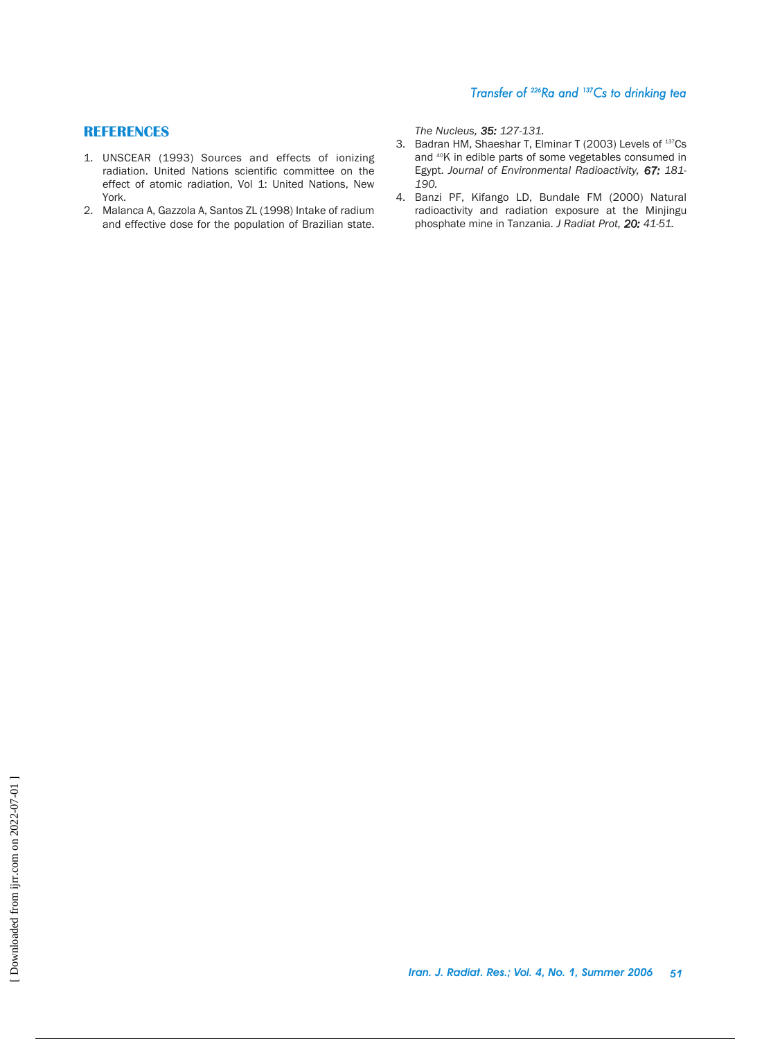## REFERENCES

1. UNSCEAR (1993) Sources and effects of ionizing radiation. United Nations scientific committee on the effect of atomic radiation, Vol 1: United Nations, New York.
2. Malanca A, Gazzola A, Santos ZL (1998) Intake of radium and effective dose for the population of Brazilian state. *The Nucleus,* ***35:*** *127-131.*
3. Badran HM, Shaeshar T, Elminar T (2003) Levels of $^{137}$Cs and $^{40}$K in edible parts of some vegetables consumed in Egypt. *Journal of Environmental Radioactivity,* ***67:*** *181-190.*
4. Banzi PF, Kifango LD, Bundale FM (2000) Natural radioactivity and radiation exposure at the Minjingu phosphate mine in Tanzania. *J Radiat Prot,* ***20:*** *41-51.*